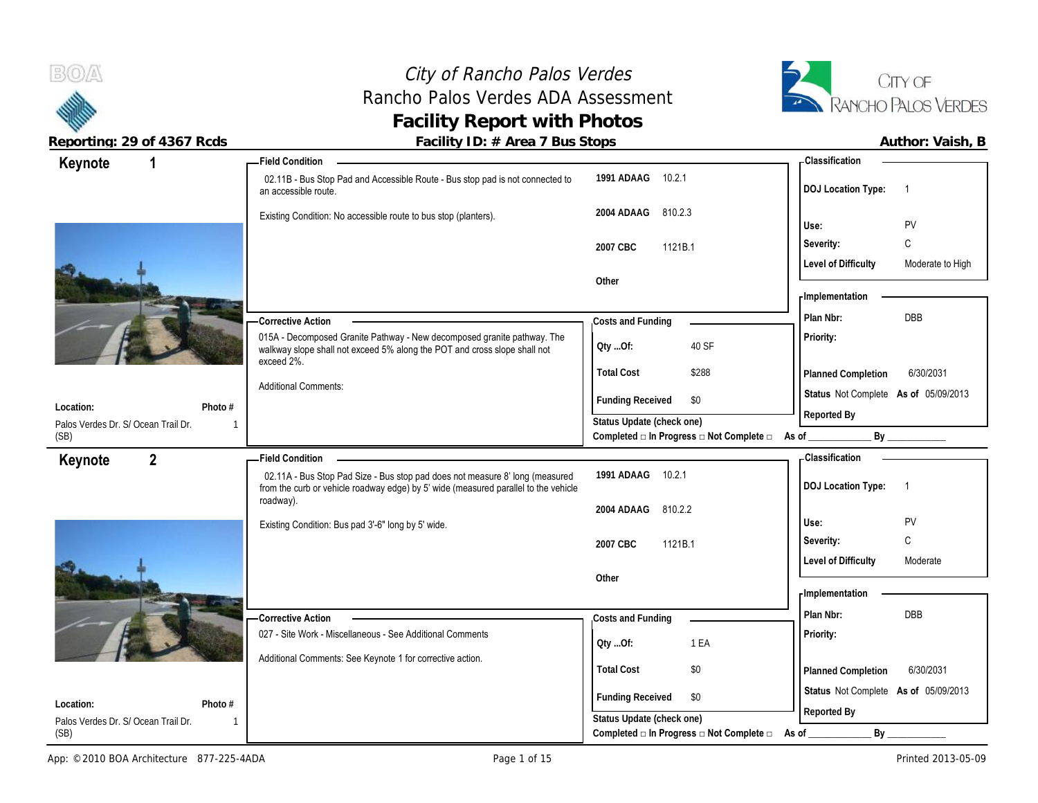# *City of Rancho Palos Verdes*

## Rancho Palos Verdes ADA Assessment

## Facility Report with Photos

**Reporting: 29 of 4367 Rcds** | **Facility ID: # Area 7 Bus Stops** | **Author: Vaish, B**

---

## Keynote 1

**Field Condition**

02.11B - Bus Stop Pad and Accessible Route - Bus stop pad is not connected to an accessible route.

Existing Condition: No accessible route to bus stop (planters).

| | |
|---|---|
| **1991 ADAAG** | 10.2.1 |
| **2004 ADAAG** | 810.2.3 |
| **2007 CBC** | 1121B.1 |
| **Other** | |

**Classification**

| | |
|---|---|
| **DOJ Location Type:** | 1 |
| **Use:** | PV |
| **Severity:** | C |
| **Level of Difficulty** | Moderate to High |

**Corrective Action**

015A - Decomposed Granite Pathway - New decomposed granite pathway. The walkway slope shall not exceed 5% along the POT and cross slope shall not exceed 2%.

Additional Comments:

**Costs and Funding**

| | |
|---|---|
| **Qty ...Of:** | 40 SF |
| **Total Cost** | $288 |
| **Funding Received** | $0 |

**Implementation**

| | |
|---|---|
| **Plan Nbr:** | DBB |
| **Priority:** | |
| **Planned Completion** | 6/30/2031 |
| **Status** | Not Complete **As of** 05/09/2013 |
| **Reported By** | |

**Location:** Palos Verdes Dr. S/ Ocean Trail Dr. (SB)

**Photo #** 1

**Status Update (check one)**

**Completed □ In Progress □ Not Complete □ As of** ____________ **By** ____________

---

## Keynote 2

**Field Condition**

02.11A - Bus Stop Pad Size - Bus stop pad does not measure 8' long (measured from the curb or vehicle roadway edge) by 5' wide (measured parallel to the vehicle roadway).

Existing Condition: Bus pad 3'-6" long by 5' wide.

| | |
|---|---|
| **1991 ADAAG** | 10.2.1 |
| **2004 ADAAG** | 810.2.2 |
| **2007 CBC** | 1121B.1 |
| **Other** | |

**Classification**

| | |
|---|---|
| **DOJ Location Type:** | 1 |
| **Use:** | PV |
| **Severity:** | C |
| **Level of Difficulty** | Moderate |

**Corrective Action**

027 - Site Work - Miscellaneous - See Additional Comments

Additional Comments: See Keynote 1 for corrective action.

**Costs and Funding**

| | |
|---|---|
| **Qty ...Of:** | 1 EA |
| **Total Cost** | $0 |
| **Funding Received** | $0 |

**Implementation**

| | |
|---|---|
| **Plan Nbr:** | DBB |
| **Priority:** | |
| **Planned Completion** | 6/30/2031 |
| **Status** | Not Complete **As of** 05/09/2013 |
| **Reported By** | |

**Location:** Palos Verdes Dr. S/ Ocean Trail Dr. (SB)

**Photo #** 1

**Status Update (check one)**

**Completed □ In Progress □ Not Complete □ As of** ____________ **By** ____________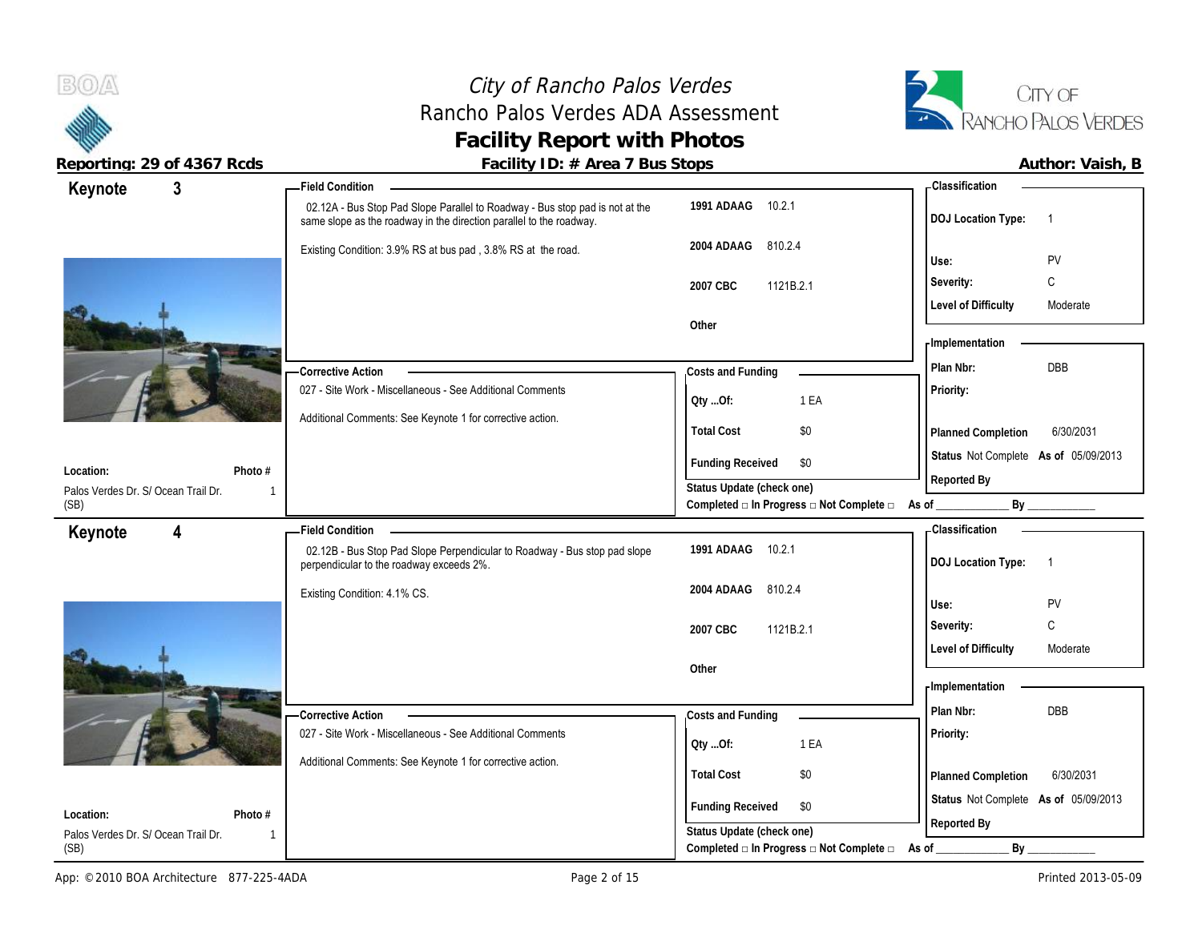# City of Rancho Palos Verdes
## Rancho Palos Verdes ADA Assessment
## Facility Report with Photos

**Reporting: 29 of 4367 Rcds** | **Facility ID: # Area 7 Bus Stops** | **Author: Vaish, B**

---

## Keynote 3

**Location:** Palos Verdes Dr. S/ Ocean Trail Dr. (SB)
**Photo #:** 1

**Field Condition**

02.12A - Bus Stop Pad Slope Parallel to Roadway - Bus stop pad is not at the same slope as the roadway in the direction parallel to the roadway.

Existing Condition: 3.9% RS at bus pad , 3.8% RS at the road.

| Code | Section |
|---|---|
| 1991 ADAAG | 10.2.1 |
| 2004 ADAAG | 810.2.4 |
| 2007 CBC | 1121B.2.1 |
| Other | |

**Classification**

| | |
|---|---|
| DOJ Location Type: | 1 |
| Use: | PV |
| Severity: | C |
| Level of Difficulty | Moderate |

**Corrective Action**

027 - Site Work - Miscellaneous - See Additional Comments

Additional Comments: See Keynote 1 for corrective action.

**Costs and Funding**

| | |
|---|---|
| Qty ...Of: | 1 EA |
| Total Cost | $0 |
| Funding Received | $0 |

**Implementation**

| | |
|---|---|
| Plan Nbr: | DBB |
| Priority: | |
| Planned Completion | 6/30/2031 |
| Status | Not Complete As of 05/09/2013 |
| Reported By | |

Status Update (check one)
Completed □ In Progress □ Not Complete □ As of ____________ By ____________

---

## Keynote 4

**Location:** Palos Verdes Dr. S/ Ocean Trail Dr. (SB)
**Photo #:** 1

**Field Condition**

02.12B - Bus Stop Pad Slope Perpendicular to Roadway - Bus stop pad slope perpendicular to the roadway exceeds 2%.

Existing Condition: 4.1% CS.

| Code | Section |
|---|---|
| 1991 ADAAG | 10.2.1 |
| 2004 ADAAG | 810.2.4 |
| 2007 CBC | 1121B.2.1 |
| Other | |

**Classification**

| | |
|---|---|
| DOJ Location Type: | 1 |
| Use: | PV |
| Severity: | C |
| Level of Difficulty | Moderate |

**Corrective Action**

027 - Site Work - Miscellaneous - See Additional Comments

Additional Comments: See Keynote 1 for corrective action.

**Costs and Funding**

| | |
|---|---|
| Qty ...Of: | 1 EA |
| Total Cost | $0 |
| Funding Received | $0 |

**Implementation**

| | |
|---|---|
| Plan Nbr: | DBB |
| Priority: | |
| Planned Completion | 6/30/2031 |
| Status | Not Complete As of 05/09/2013 |
| Reported By | |

Status Update (check one)
Completed □ In Progress □ Not Complete □ As of ____________ By ____________

---

App: © 2010 BOA Architecture 877-225-4ADA | Printed 2013-05-09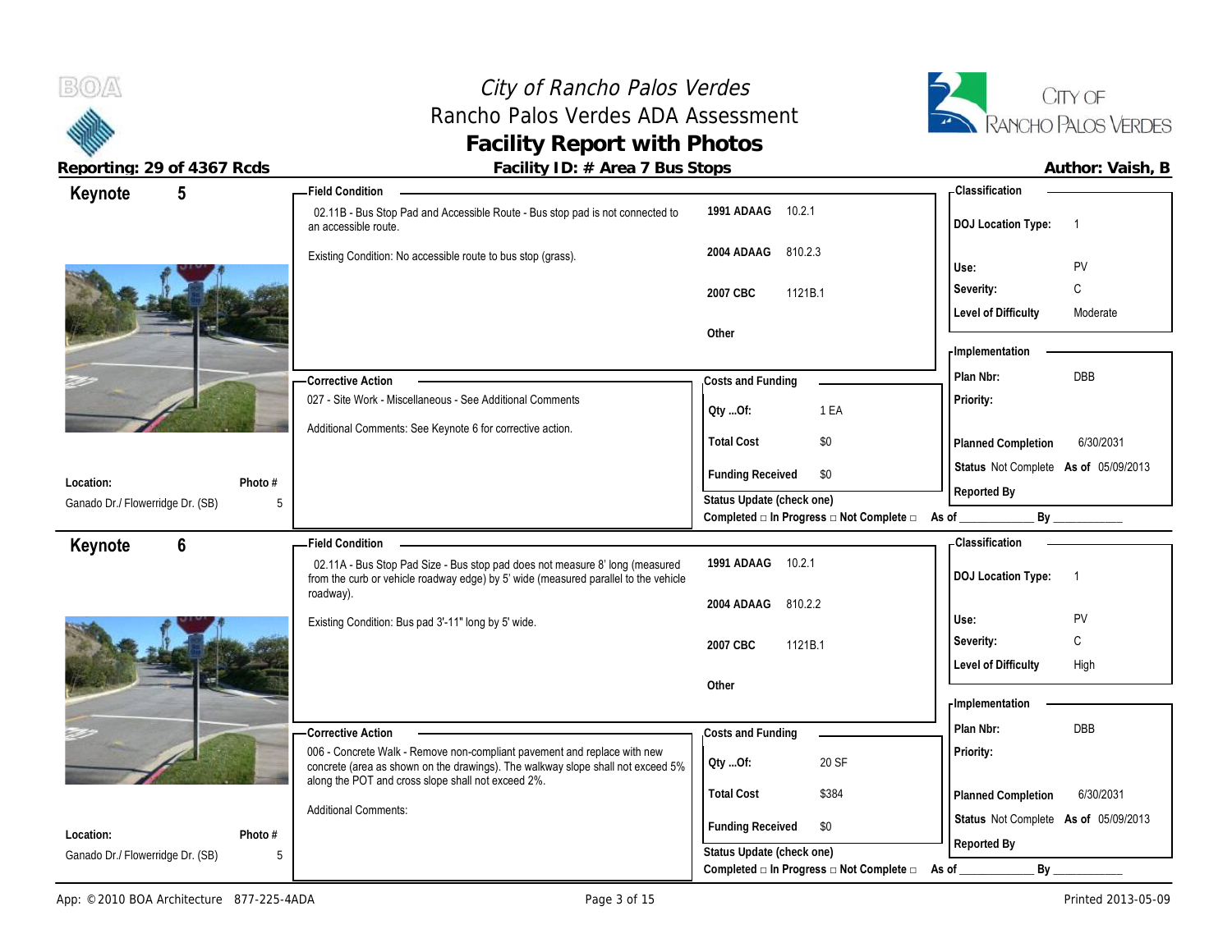# City of Rancho Palos Verdes
## Rancho Palos Verdes ADA Assessment
## Facility Report with Photos

**Reporting: 29 of 4367 Rcds** | **Facility ID: # Area 7 Bus Stops** | **Author: Vaish, B**

---

## Keynote 5

**Location:** Ganado Dr./ Flowerridge Dr. (SB)
**Photo #:** 5

**Field Condition**

02.11B - Bus Stop Pad and Accessible Route - Bus stop pad is not connected to an accessible route.

Existing Condition: No accessible route to bus stop (grass).

| Code | Section |
|---|---|
| 1991 ADAAG | 10.2.1 |
| 2004 ADAAG | 810.2.3 |
| 2007 CBC | 1121B.1 |
| Other | |

**Classification**

| | |
|---|---|
| DOJ Location Type: | 1 |
| Use: | PV |
| Severity: | C |
| Level of Difficulty | Moderate |

**Corrective Action**

027 - Site Work - Miscellaneous - See Additional Comments

Additional Comments: See Keynote 6 for corrective action.

**Costs and Funding**

| | |
|---|---|
| Qty ...Of: | 1 EA |
| Total Cost | $0 |
| Funding Received | $0 |

**Implementation**

| | |
|---|---|
| Plan Nbr: | DBB |
| Priority: | |
| Planned Completion | 6/30/2031 |
| Status | Not Complete As of 05/09/2013 |
| Reported By | |

Status Update (check one)
Completed □ In Progress □ Not Complete □ As of ____________ By ____________

---

## Keynote 6

**Location:** Ganado Dr./ Flowerridge Dr. (SB)
**Photo #:** 5

**Field Condition**

02.11A - Bus Stop Pad Size - Bus stop pad does not measure 8' long (measured from the curb or vehicle roadway edge) by 5' wide (measured parallel to the vehicle roadway).

Existing Condition: Bus pad 3'-11" long by 5' wide.

| Code | Section |
|---|---|
| 1991 ADAAG | 10.2.1 |
| 2004 ADAAG | 810.2.2 |
| 2007 CBC | 1121B.1 |
| Other | |

**Classification**

| | |
|---|---|
| DOJ Location Type: | 1 |
| Use: | PV |
| Severity: | C |
| Level of Difficulty | High |

**Corrective Action**

006 - Concrete Walk - Remove non-compliant pavement and replace with new concrete (area as shown on the drawings). The walkway slope shall not exceed 5% along the POT and cross slope shall not exceed 2%.

Additional Comments:

**Costs and Funding**

| | |
|---|---|
| Qty ...Of: | 20 SF |
| Total Cost | $384 |
| Funding Received | $0 |

**Implementation**

| | |
|---|---|
| Plan Nbr: | DBB |
| Priority: | |
| Planned Completion | 6/30/2031 |
| Status | Not Complete As of 05/09/2013 |
| Reported By | |

Status Update (check one)
Completed □ In Progress □ Not Complete □ As of ____________ By ____________

---

App: © 2010 BOA Architecture 877-225-4ADA | Printed 2013-05-09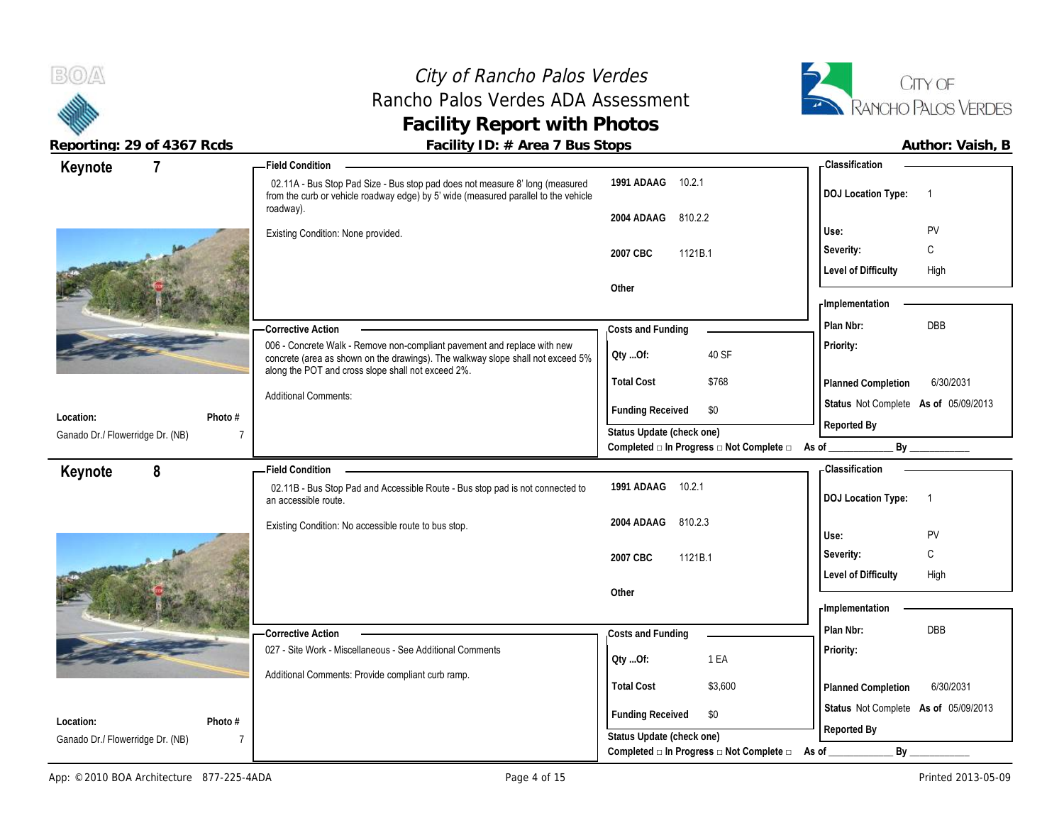# City of Rancho Palos Verdes
## Rancho Palos Verdes ADA Assessment
## Facility Report with Photos

**Reporting: 29 of 4367 Rcds** | **Facility ID: # Area 7 Bus Stops** | **Author: Vaish, B**

---

## Keynote 7

**Location:** Ganado Dr./ Flowerridge Dr. (NB)
**Photo #:** 7

**Field Condition**

02.11A - Bus Stop Pad Size - Bus stop pad does not measure 8' long (measured from the curb or vehicle roadway edge) by 5' wide (measured parallel to the vehicle roadway).

Existing Condition: None provided.

| | |
|---|---|
| 1991 ADAAG | 10.2.1 |
| 2004 ADAAG | 810.2.2 |
| 2007 CBC | 1121B.1 |
| Other | |

**Classification**

| | |
|---|---|
| DOJ Location Type: | 1 |
| Use: | PV |
| Severity: | C |
| Level of Difficulty | High |

**Corrective Action**

006 - Concrete Walk - Remove non-compliant pavement and replace with new concrete (area as shown on the drawings). The walkway slope shall not exceed 5% along the POT and cross slope shall not exceed 2%.

Additional Comments:

**Costs and Funding**

| | |
|---|---|
| Qty ...Of: | 40 SF |
| Total Cost | $768 |
| Funding Received | $0 |

Status Update (check one)
Completed □ In Progress □ Not Complete □ As of ____________ By ____________

**Implementation**

| | |
|---|---|
| Plan Nbr: | DBB |
| Priority: | |
| Planned Completion | 6/30/2031 |
| Status | Not Complete As of 05/09/2013 |
| Reported By | |

---

## Keynote 8

**Location:** Ganado Dr./ Flowerridge Dr. (NB)
**Photo #:** 7

**Field Condition**

02.11B - Bus Stop Pad and Accessible Route - Bus stop pad is not connected to an accessible route.

Existing Condition: No accessible route to bus stop.

| | |
|---|---|
| 1991 ADAAG | 10.2.1 |
| 2004 ADAAG | 810.2.3 |
| 2007 CBC | 1121B.1 |
| Other | |

**Classification**

| | |
|---|---|
| DOJ Location Type: | 1 |
| Use: | PV |
| Severity: | C |
| Level of Difficulty | High |

**Corrective Action**

027 - Site Work - Miscellaneous - See Additional Comments

Additional Comments: Provide compliant curb ramp.

**Costs and Funding**

| | |
|---|---|
| Qty ...Of: | 1 EA |
| Total Cost | $3,600 |
| Funding Received | $0 |

Status Update (check one)
Completed □ In Progress □ Not Complete □ As of ____________ By ____________

**Implementation**

| | |
|---|---|
| Plan Nbr: | DBB |
| Priority: | |
| Planned Completion | 6/30/2031 |
| Status | Not Complete As of 05/09/2013 |
| Reported By | |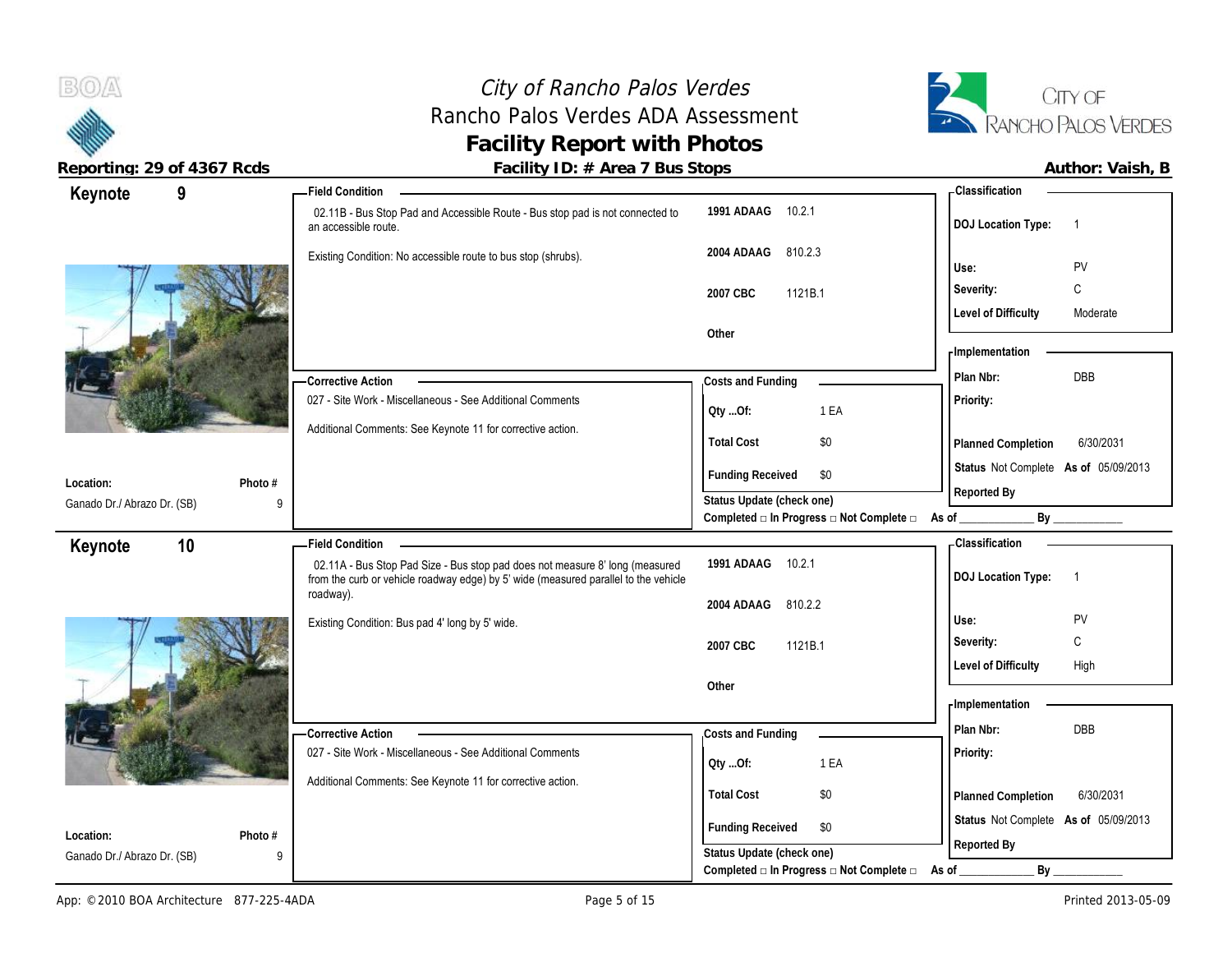# City of Rancho Palos Verdes
## Rancho Palos Verdes ADA Assessment
## Facility Report with Photos

**Reporting: 29 of 4367 Rcds** | **Facility ID: # Area 7 Bus Stops** | **Author: Vaish, B**

---

## Keynote 9

**Location:** Ganado Dr./ Abrazo Dr. (SB)
**Photo #:** 9

**Field Condition**

02.11B - Bus Stop Pad and Accessible Route - Bus stop pad is not connected to an accessible route.

Existing Condition: No accessible route to bus stop (shrubs).

| Code | Section |
|---|---|
| 1991 ADAAG | 10.2.1 |
| 2004 ADAAG | 810.2.3 |
| 2007 CBC | 1121B.1 |
| Other | |

**Corrective Action**

027 - Site Work - Miscellaneous - See Additional Comments

Additional Comments: See Keynote 11 for corrective action.

**Costs and Funding**

| | |
|---|---|
| Qty ...Of: | 1 EA |
| Total Cost | $0 |
| Funding Received | $0 |

Status Update (check one)
Completed □ In Progress □ Not Complete □ As of ____________ By ____________

**Classification**

| | |
|---|---|
| DOJ Location Type: | 1 |
| Use: | PV |
| Severity: | C |
| Level of Difficulty | Moderate |

**Implementation**

| | |
|---|---|
| Plan Nbr: | DBB |
| Priority: | |
| Planned Completion | 6/30/2031 |
| Status | Not Complete As of 05/09/2013 |
| Reported By | |

---

## Keynote 10

**Location:** Ganado Dr./ Abrazo Dr. (SB)
**Photo #:** 9

**Field Condition**

02.11A - Bus Stop Pad Size - Bus stop pad does not measure 8' long (measured from the curb or vehicle roadway edge) by 5' wide (measured parallel to the vehicle roadway).

Existing Condition: Bus pad 4' long by 5' wide.

| Code | Section |
|---|---|
| 1991 ADAAG | 10.2.1 |
| 2004 ADAAG | 810.2.2 |
| 2007 CBC | 1121B.1 |
| Other | |

**Corrective Action**

027 - Site Work - Miscellaneous - See Additional Comments

Additional Comments: See Keynote 11 for corrective action.

**Costs and Funding**

| | |
|---|---|
| Qty ...Of: | 1 EA |
| Total Cost | $0 |
| Funding Received | $0 |

Status Update (check one)
Completed □ In Progress □ Not Complete □ As of ____________ By ____________

**Classification**

| | |
|---|---|
| DOJ Location Type: | 1 |
| Use: | PV |
| Severity: | C |
| Level of Difficulty | High |

**Implementation**

| | |
|---|---|
| Plan Nbr: | DBB |
| Priority: | |
| Planned Completion | 6/30/2031 |
| Status | Not Complete As of 05/09/2013 |
| Reported By | |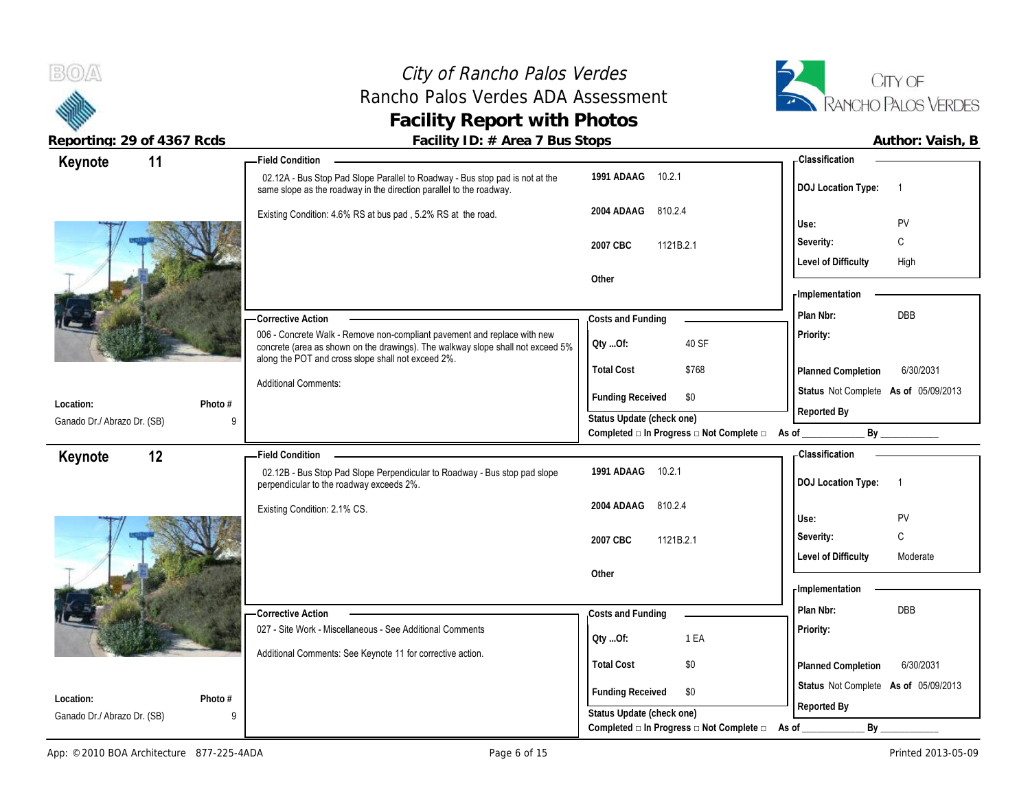# City of Rancho Palos Verdes
## Rancho Palos Verdes ADA Assessment
## Facility Report with Photos

**Reporting: 29 of 4367 Rcds** | **Facility ID: # Area 7 Bus Stops** | **Author: Vaish, B**

---

## Keynote 11

**Location:** Ganado Dr./ Abrazo Dr. (SB)
**Photo #:** 9

**Field Condition**

02.12A - Bus Stop Pad Slope Parallel to Roadway - Bus stop pad is not at the same slope as the roadway in the direction parallel to the roadway.

Existing Condition: 4.6% RS at bus pad , 5.2% RS at the road.

| Code | Reference |
|---|---|
| 1991 ADAAG | 10.2.1 |
| 2004 ADAAG | 810.2.4 |
| 2007 CBC | 1121B.2.1 |
| Other | |

**Classification**

| | |
|---|---|
| DOJ Location Type: | 1 |
| Use: | PV |
| Severity: | C |
| Level of Difficulty | High |

**Corrective Action**

006 - Concrete Walk - Remove non-compliant pavement and replace with new concrete (area as shown on the drawings). The walkway slope shall not exceed 5% along the POT and cross slope shall not exceed 2%.

Additional Comments:

**Costs and Funding**

| | |
|---|---|
| Qty ...Of: | 40 SF |
| Total Cost | $768 |
| Funding Received | $0 |

Status Update (check one)
Completed □ In Progress □ Not Complete □ As of ____________ By ____________

**Implementation**

| | |
|---|---|
| Plan Nbr: | DBB |
| Priority: | |
| Planned Completion | 6/30/2031 |
| Status | Not Complete As of 05/09/2013 |
| Reported By | |

---

## Keynote 12

**Location:** Ganado Dr./ Abrazo Dr. (SB)
**Photo #:** 9

**Field Condition**

02.12B - Bus Stop Pad Slope Perpendicular to Roadway - Bus stop pad slope perpendicular to the roadway exceeds 2%.

Existing Condition: 2.1% CS.

| Code | Reference |
|---|---|
| 1991 ADAAG | 10.2.1 |
| 2004 ADAAG | 810.2.4 |
| 2007 CBC | 1121B.2.1 |
| Other | |

**Classification**

| | |
|---|---|
| DOJ Location Type: | 1 |
| Use: | PV |
| Severity: | C |
| Level of Difficulty | Moderate |

**Corrective Action**

027 - Site Work - Miscellaneous - See Additional Comments

Additional Comments: See Keynote 11 for corrective action.

**Costs and Funding**

| | |
|---|---|
| Qty ...Of: | 1 EA |
| Total Cost | $0 |
| Funding Received | $0 |

Status Update (check one)
Completed □ In Progress □ Not Complete □ As of ____________ By ____________

**Implementation**

| | |
|---|---|
| Plan Nbr: | DBB |
| Priority: | |
| Planned Completion | 6/30/2031 |
| Status | Not Complete As of 05/09/2013 |
| Reported By | |

---

App: © 2010 BOA Architecture 877-225-4ADA | Printed 2013-05-09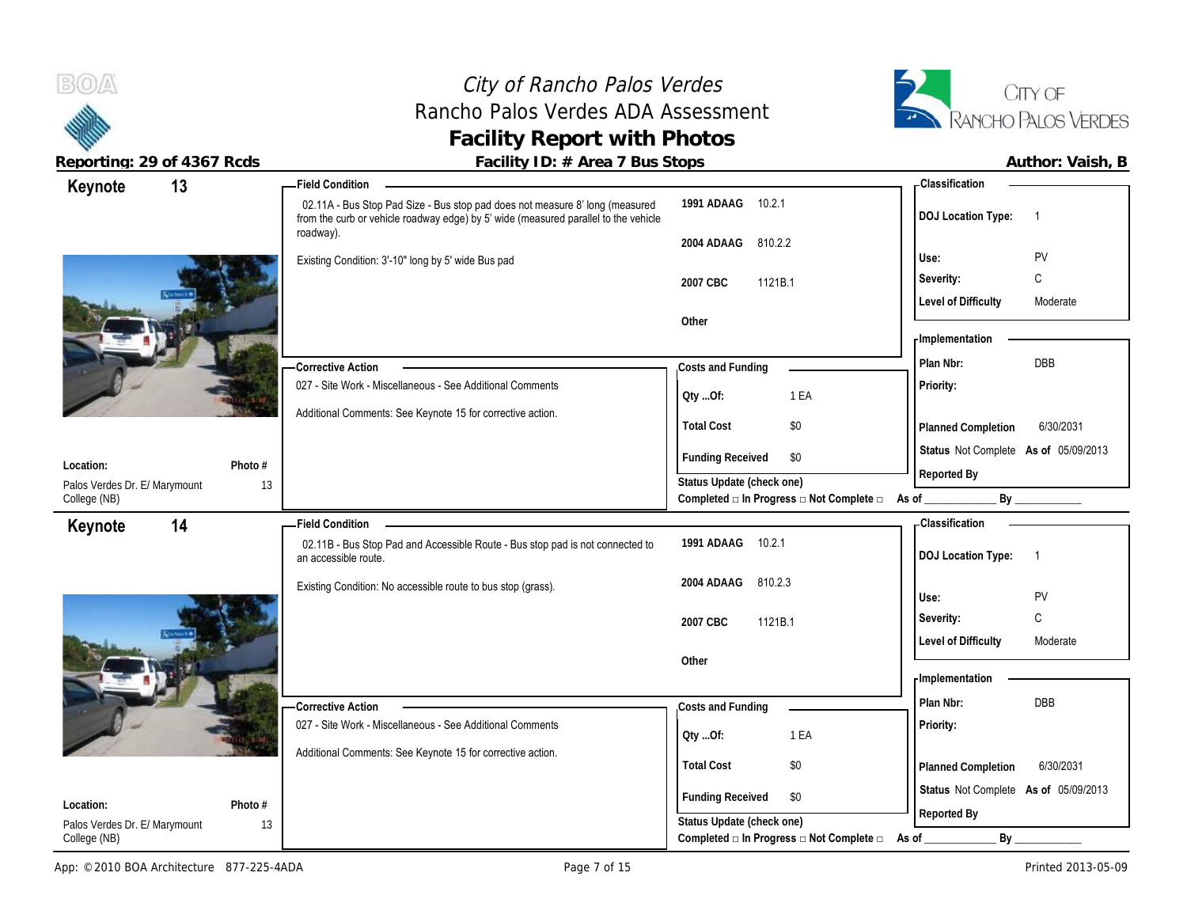# City of Rancho Palos Verdes
## Rancho Palos Verdes ADA Assessment
## Facility Report with Photos

**Reporting: 29 of 4367 Rcds** | **Facility ID: # Area 7 Bus Stops** | **Author: Vaish, B**

---

## Keynote 13

**Field Condition**

02.11A - Bus Stop Pad Size - Bus stop pad does not measure 8' long (measured from the curb or vehicle roadway edge) by 5' wide (measured parallel to the vehicle roadway).

Existing Condition: 3'-10" long by 5' wide Bus pad

| | |
|---|---|
| **1991 ADAAG** | 10.2.1 |
| **2004 ADAAG** | 810.2.2 |
| **2007 CBC** | 1121B.1 |
| **Other** | |

**Classification**

| | |
|---|---|
| **DOJ Location Type:** | 1 |
| **Use:** | PV |
| **Severity:** | C |
| **Level of Difficulty** | Moderate |

**Corrective Action**

027 - Site Work - Miscellaneous - See Additional Comments

Additional Comments: See Keynote 15 for corrective action.

**Costs and Funding**

| | |
|---|---|
| **Qty ...Of:** | 1 EA |
| **Total Cost** | $0 |
| **Funding Received** | $0 |

**Status Update (check one)**
Completed □ In Progress □ Not Complete □ As of ____________ By ____________

**Implementation**

| | |
|---|---|
| **Plan Nbr:** | DBB |
| **Priority:** | |
| **Planned Completion** | 6/30/2031 |
| **Status** | Not Complete **As of** 05/09/2013 |
| **Reported By** | |

**Location:** Palos Verdes Dr. E/ Marymount College (NB)

**Photo #** 13

---

## Keynote 14

**Field Condition**

02.11B - Bus Stop Pad and Accessible Route - Bus stop pad is not connected to an accessible route.

Existing Condition: No accessible route to bus stop (grass).

| | |
|---|---|
| **1991 ADAAG** | 10.2.1 |
| **2004 ADAAG** | 810.2.3 |
| **2007 CBC** | 1121B.1 |
| **Other** | |

**Classification**

| | |
|---|---|
| **DOJ Location Type:** | 1 |
| **Use:** | PV |
| **Severity:** | C |
| **Level of Difficulty** | Moderate |

**Corrective Action**

027 - Site Work - Miscellaneous - See Additional Comments

Additional Comments: See Keynote 15 for corrective action.

**Costs and Funding**

| | |
|---|---|
| **Qty ...Of:** | 1 EA |
| **Total Cost** | $0 |
| **Funding Received** | $0 |

**Status Update (check one)**
Completed □ In Progress □ Not Complete □ As of ____________ By ____________

**Implementation**

| | |
|---|---|
| **Plan Nbr:** | DBB |
| **Priority:** | |
| **Planned Completion** | 6/30/2031 |
| **Status** | Not Complete **As of** 05/09/2013 |
| **Reported By** | |

**Location:** Palos Verdes Dr. E/ Marymount College (NB)

**Photo #** 13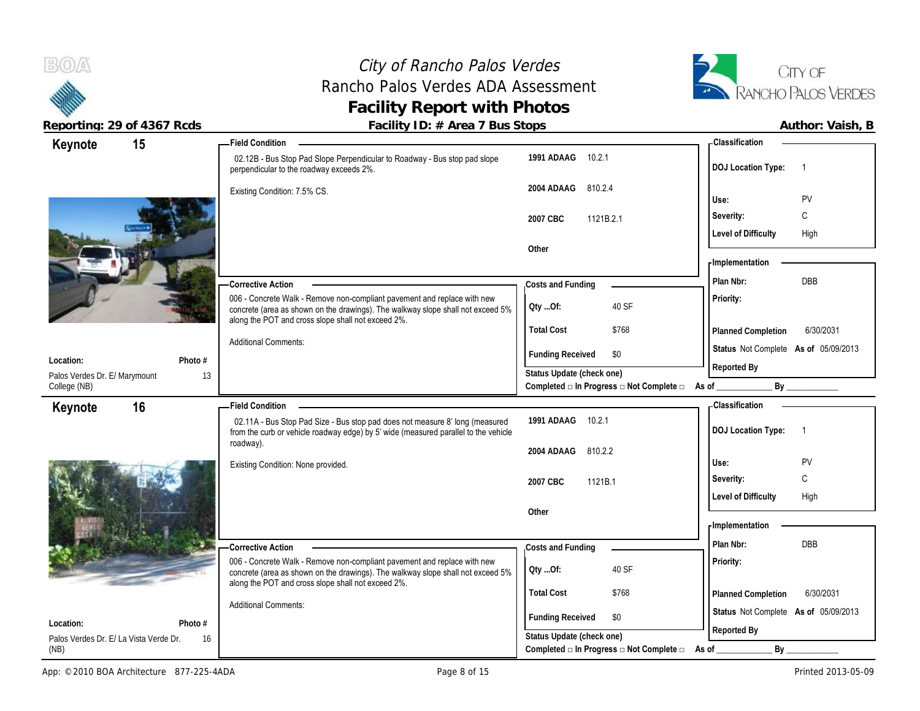# City of Rancho Palos Verdes
## Rancho Palos Verdes ADA Assessment
## Facility Report with Photos

**Reporting: 29 of 4367 Rcds** | **Facility ID: # Area 7 Bus Stops** | **Author: Vaish, B**

---

## Keynote 15

**Field Condition**

02.12B - Bus Stop Pad Slope Perpendicular to Roadway - Bus stop pad slope perpendicular to the roadway exceeds 2%.

Existing Condition: 7.5% CS.

| | |
|---|---|
| **1991 ADAAG** | 10.2.1 |
| **2004 ADAAG** | 810.2.4 |
| **2007 CBC** | 1121B.2.1 |
| **Other** | |

**Classification**

| | |
|---|---|
| **DOJ Location Type:** | 1 |
| **Use:** | PV |
| **Severity:** | C |
| **Level of Difficulty** | High |

**Corrective Action**

006 - Concrete Walk - Remove non-compliant pavement and replace with new concrete (area as shown on the drawings). The walkway slope shall not exceed 5% along the POT and cross slope shall not exceed 2%.

Additional Comments:

**Costs and Funding**

| | |
|---|---|
| **Qty ...Of:** | 40 SF |
| **Total Cost** | $768 |
| **Funding Received** | $0 |

**Implementation**

| | |
|---|---|
| **Plan Nbr:** | DBB |
| **Priority:** | |
| **Planned Completion** | 6/30/2031 |
| **Status** | Not Complete **As of** 05/09/2013 |
| **Reported By** | |

**Location:** Palos Verdes Dr. E/ Marymount College (NB)

**Photo #** 13

**Status Update (check one)**
Completed □ In Progress □ Not Complete □ As of ____________ By ____________

---

## Keynote 16

**Field Condition**

02.11A - Bus Stop Pad Size - Bus stop pad does not measure 8' long (measured from the curb or vehicle roadway edge) by 5' wide (measured parallel to the vehicle roadway).

Existing Condition: None provided.

| | |
|---|---|
| **1991 ADAAG** | 10.2.1 |
| **2004 ADAAG** | 810.2.2 |
| **2007 CBC** | 1121B.1 |
| **Other** | |

**Classification**

| | |
|---|---|
| **DOJ Location Type:** | 1 |
| **Use:** | PV |
| **Severity:** | C |
| **Level of Difficulty** | High |

**Corrective Action**

006 - Concrete Walk - Remove non-compliant pavement and replace with new concrete (area as shown on the drawings). The walkway slope shall not exceed 5% along the POT and cross slope shall not exceed 2%.

Additional Comments:

**Costs and Funding**

| | |
|---|---|
| **Qty ...Of:** | 40 SF |
| **Total Cost** | $768 |
| **Funding Received** | $0 |

**Implementation**

| | |
|---|---|
| **Plan Nbr:** | DBB |
| **Priority:** | |
| **Planned Completion** | 6/30/2031 |
| **Status** | Not Complete **As of** 05/09/2013 |
| **Reported By** | |

**Location:** Palos Verdes Dr. E/ La Vista Verde Dr. (NB)

**Photo #** 16

**Status Update (check one)**
Completed □ In Progress □ Not Complete □ As of ____________ By ____________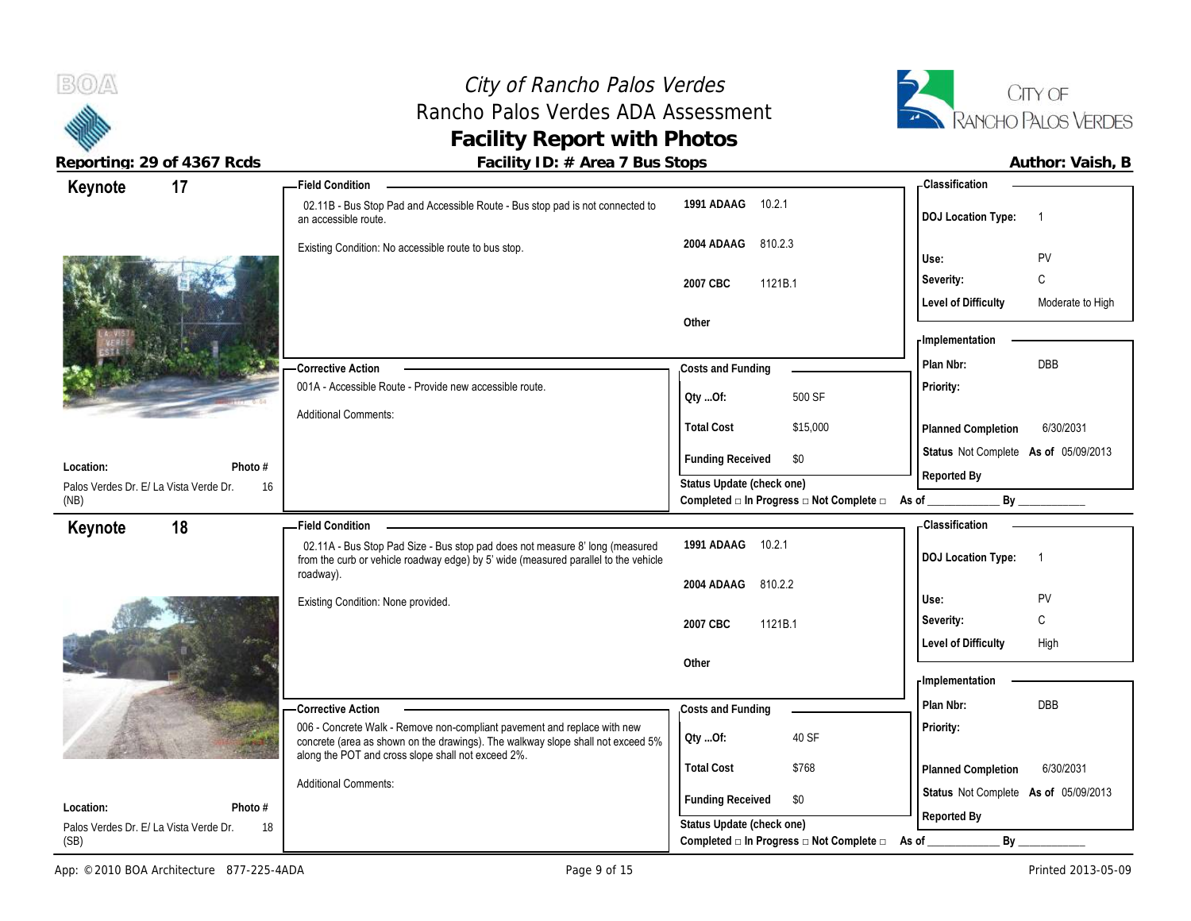# City of Rancho Palos Verdes
## Rancho Palos Verdes ADA Assessment
## Facility Report with Photos

**Reporting: 29 of 4367 Rcds** | **Facility ID: # Area 7 Bus Stops** | **Author: Vaish, B**

---

## Keynote 17

**Location:** Palos Verdes Dr. E/ La Vista Verde Dr. (NB)
**Photo #:** 16

**Field Condition**

02.11B - Bus Stop Pad and Accessible Route - Bus stop pad is not connected to an accessible route.

Existing Condition: No accessible route to bus stop.

| Code | Section |
|---|---|
| 1991 ADAAG | 10.2.1 |
| 2004 ADAAG | 810.2.3 |
| 2007 CBC | 1121B.1 |
| Other | |

**Classification**

| | |
|---|---|
| DOJ Location Type: | 1 |
| Use: | PV |
| Severity: | C |
| Level of Difficulty | Moderate to High |

**Corrective Action**

001A - Accessible Route - Provide new accessible route.

Additional Comments:

**Costs and Funding**

| | |
|---|---|
| Qty ...Of: | 500 SF |
| Total Cost | $15,000 |
| Funding Received | $0 |

Status Update (check one)
Completed □ In Progress □ Not Complete □ As of ____________ By ____________

**Implementation**

| | |
|---|---|
| Plan Nbr: | DBB |
| Priority: | |
| Planned Completion | 6/30/2031 |
| Status | Not Complete As of 05/09/2013 |
| Reported By | |

---

## Keynote 18

**Location:** Palos Verdes Dr. E/ La Vista Verde Dr. (SB)
**Photo #:** 18

**Field Condition**

02.11A - Bus Stop Pad Size - Bus stop pad does not measure 8' long (measured from the curb or vehicle roadway edge) by 5' wide (measured parallel to the vehicle roadway).

Existing Condition: None provided.

| Code | Section |
|---|---|
| 1991 ADAAG | 10.2.1 |
| 2004 ADAAG | 810.2.2 |
| 2007 CBC | 1121B.1 |
| Other | |

**Classification**

| | |
|---|---|
| DOJ Location Type: | 1 |
| Use: | PV |
| Severity: | C |
| Level of Difficulty | High |

**Corrective Action**

006 - Concrete Walk - Remove non-compliant pavement and replace with new concrete (area as shown on the drawings). The walkway slope shall not exceed 5% along the POT and cross slope shall not exceed 2%.

Additional Comments:

**Costs and Funding**

| | |
|---|---|
| Qty ...Of: | 40 SF |
| Total Cost | $768 |
| Funding Received | $0 |

Status Update (check one)
Completed □ In Progress □ Not Complete □ As of ____________ By ____________

**Implementation**

| | |
|---|---|
| Plan Nbr: | DBB |
| Priority: | |
| Planned Completion | 6/30/2031 |
| Status | Not Complete As of 05/09/2013 |
| Reported By | |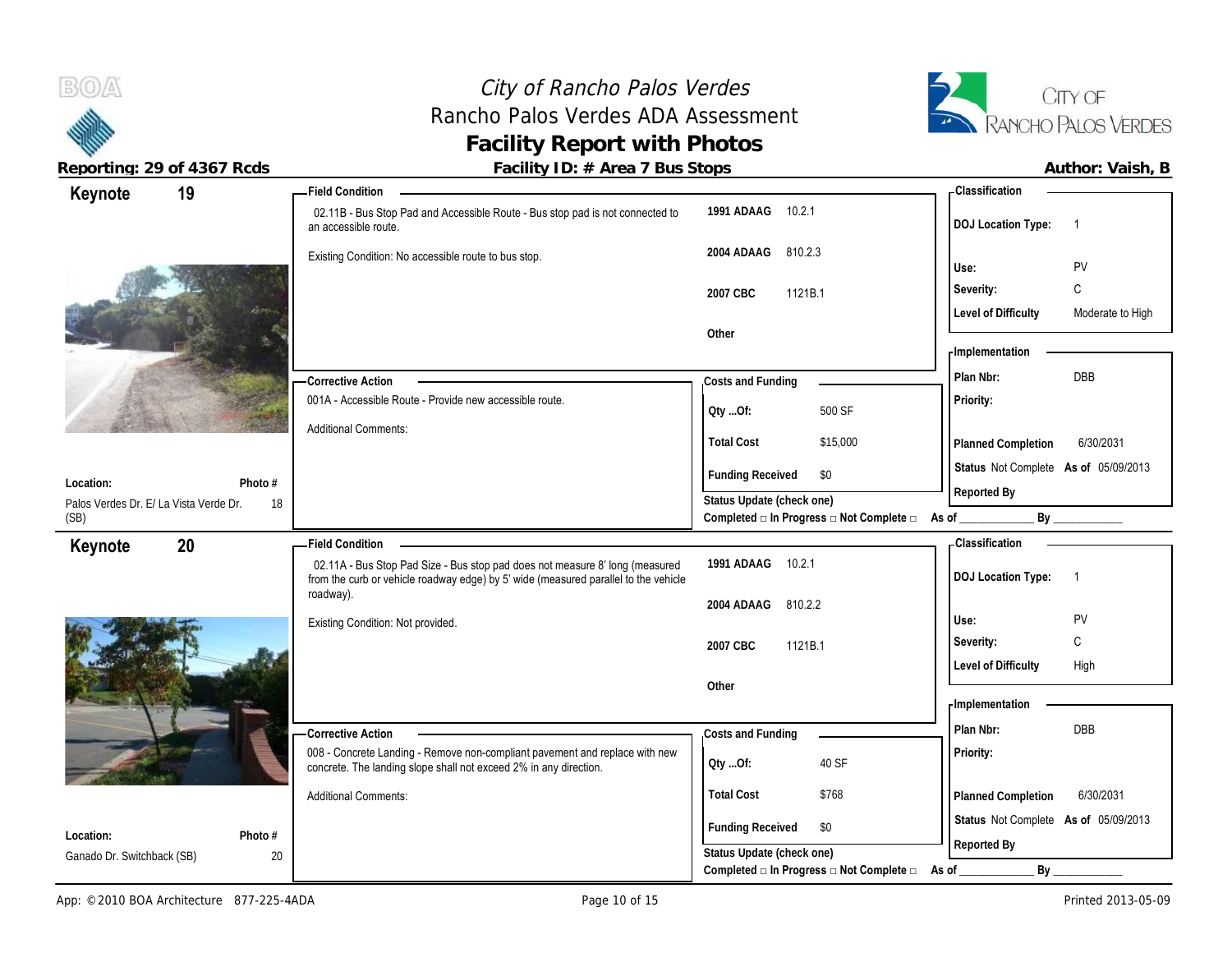# City of Rancho Palos Verdes
## Rancho Palos Verdes ADA Assessment
## Facility Report with Photos

**Reporting: 29 of 4367 Rcds** | **Facility ID: # Area 7 Bus Stops** | **Author: Vaish, B**

---

### Keynote 19

**Location:** Palos Verdes Dr. E/ La Vista Verde Dr. (SB)
**Photo #:** 18

**Field Condition**

02.11B - Bus Stop Pad and Accessible Route - Bus stop pad is not connected to an accessible route.

Existing Condition: No accessible route to bus stop.

| Code | Section |
|---|---|
| 1991 ADAAG | 10.2.1 |
| 2004 ADAAG | 810.2.3 |
| 2007 CBC | 1121B.1 |
| Other | |

**Classification**

- DOJ Location Type: 1
- Use: PV
- Severity: C
- Level of Difficulty: Moderate to High

**Corrective Action**

001A - Accessible Route - Provide new accessible route.

Additional Comments:

**Costs and Funding**

- Qty ...Of: 500 SF
- Total Cost: $15,000
- Funding Received: $0

Status Update (check one)
Completed □ In Progress □ Not Complete □ As of ____________ By ____________

**Implementation**

- Plan Nbr: DBB
- Priority:
- Planned Completion: 6/30/2031
- Status: Not Complete As of 05/09/2013
- Reported By

---

### Keynote 20

**Location:** Ganado Dr. Switchback (SB)
**Photo #:** 20

**Field Condition**

02.11A - Bus Stop Pad Size - Bus stop pad does not measure 8' long (measured from the curb or vehicle roadway edge) by 5' wide (measured parallel to the vehicle roadway).

Existing Condition: Not provided.

| Code | Section |
|---|---|
| 1991 ADAAG | 10.2.1 |
| 2004 ADAAG | 810.2.2 |
| 2007 CBC | 1121B.1 |
| Other | |

**Classification**

- DOJ Location Type: 1
- Use: PV
- Severity: C
- Level of Difficulty: High

**Corrective Action**

008 - Concrete Landing - Remove non-compliant pavement and replace with new concrete. The landing slope shall not exceed 2% in any direction.

Additional Comments:

**Costs and Funding**

- Qty ...Of: 40 SF
- Total Cost: $768
- Funding Received: $0

Status Update (check one)
Completed □ In Progress □ Not Complete □ As of ____________ By ____________

**Implementation**

- Plan Nbr: DBB
- Priority:
- Planned Completion: 6/30/2031
- Status: Not Complete As of 05/09/2013
- Reported By

---

App: © 2010 BOA Architecture 877-225-4ADA | Printed 2013-05-09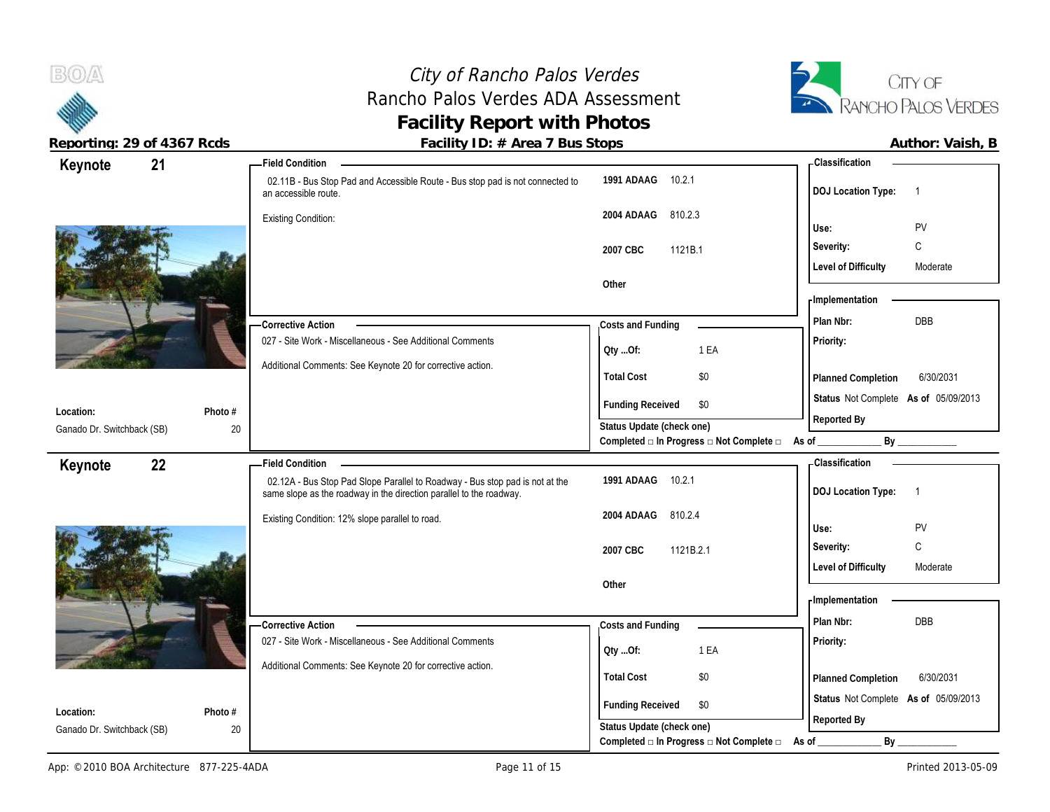# City of Rancho Palos Verdes
## Rancho Palos Verdes ADA Assessment
## Facility Report with Photos

**Reporting: 29 of 4367 Rcds** | **Facility ID: # Area 7 Bus Stops** | **Author: Vaish, B**

---

## Keynote 21

**Field Condition**

02.11B - Bus Stop Pad and Accessible Route - Bus stop pad is not connected to an accessible route.

Existing Condition:

| Code | Section |
|---|---|
| 1991 ADAAG | 10.2.1 |
| 2004 ADAAG | 810.2.3 |
| 2007 CBC | 1121B.1 |
| Other | |

**Classification**

- DOJ Location Type: 1
- Use: PV
- Severity: C
- Level of Difficulty: Moderate

**Corrective Action**

027 - Site Work - Miscellaneous - See Additional Comments

Additional Comments: See Keynote 20 for corrective action.

**Costs and Funding**

- Qty ...Of: 1 EA
- Total Cost: $0
- Funding Received: $0

**Implementation**

- Plan Nbr: DBB
- Priority:
- Planned Completion: 6/30/2031
- Status: Not Complete As of 05/09/2013
- Reported By

Status Update (check one)
Completed □ In Progress □ Not Complete □ As of ____________ By ____________

**Location:** Ganado Dr. Switchback (SB) **Photo #:** 20

---

## Keynote 22

**Field Condition**

02.12A - Bus Stop Pad Slope Parallel to Roadway - Bus stop pad is not at the same slope as the roadway in the direction parallel to the roadway.

Existing Condition: 12% slope parallel to road.

| Code | Section |
|---|---|
| 1991 ADAAG | 10.2.1 |
| 2004 ADAAG | 810.2.4 |
| 2007 CBC | 1121B.2.1 |
| Other | |

**Classification**

- DOJ Location Type: 1
- Use: PV
- Severity: C
- Level of Difficulty: Moderate

**Corrective Action**

027 - Site Work - Miscellaneous - See Additional Comments

Additional Comments: See Keynote 20 for corrective action.

**Costs and Funding**

- Qty ...Of: 1 EA
- Total Cost: $0
- Funding Received: $0

**Implementation**

- Plan Nbr: DBB
- Priority:
- Planned Completion: 6/30/2031
- Status: Not Complete As of 05/09/2013
- Reported By

Status Update (check one)
Completed □ In Progress □ Not Complete □ As of ____________ By ____________

**Location:** Ganado Dr. Switchback (SB) **Photo #:** 20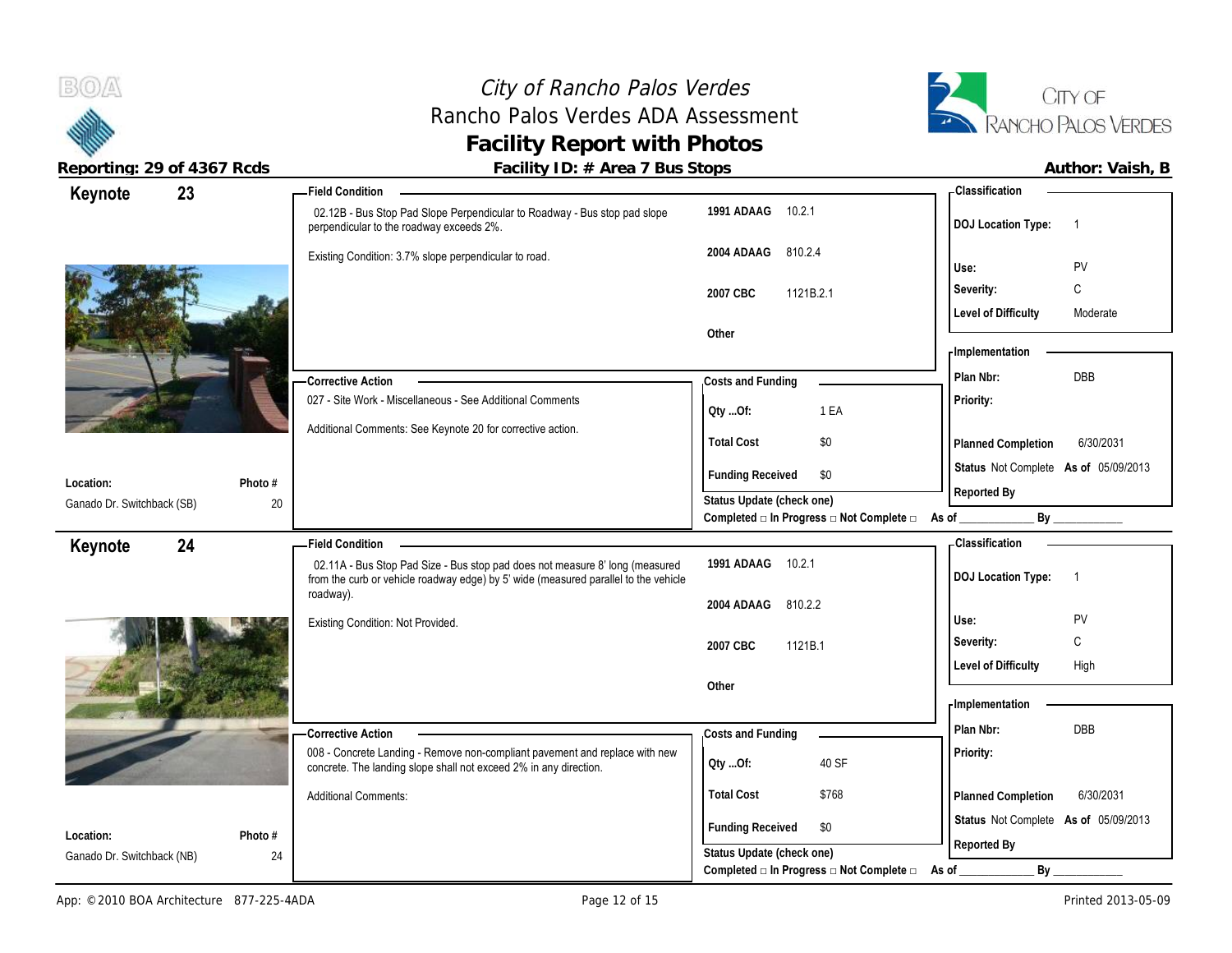# City of Rancho Palos Verdes
## Rancho Palos Verdes ADA Assessment
## Facility Report with Photos

**Reporting: 29 of 4367 Rcds** | **Facility ID: # Area 7 Bus Stops** | **Author: Vaish, B**

---

## Keynote 23

**Location:** Ganado Dr. Switchback (SB)
**Photo #:** 20

### Field Condition

02.12B - Bus Stop Pad Slope Perpendicular to Roadway - Bus stop pad slope perpendicular to the roadway exceeds 2%.

Existing Condition: 3.7% slope perpendicular to road.

| Code | Section |
|---|---|
| 1991 ADAAG | 10.2.1 |
| 2004 ADAAG | 810.2.4 |
| 2007 CBC | 1121B.2.1 |
| Other | |

### Classification

| | |
|---|---|
| DOJ Location Type: | 1 |
| Use: | PV |
| Severity: | C |
| Level of Difficulty | Moderate |

### Corrective Action

027 - Site Work - Miscellaneous - See Additional Comments

Additional Comments: See Keynote 20 for corrective action.

### Costs and Funding

| | |
|---|---|
| Qty ...Of: | 1 EA |
| Total Cost | $0 |
| Funding Received | $0 |

Status Update (check one)
Completed □ In Progress □ Not Complete □ As of ____________ By ____________

### Implementation

| | |
|---|---|
| Plan Nbr: | DBB |
| Priority: | |
| Planned Completion | 6/30/2031 |
| Status | Not Complete As of 05/09/2013 |
| Reported By | |

---

## Keynote 24

**Location:** Ganado Dr. Switchback (NB)
**Photo #:** 24

### Field Condition

02.11A - Bus Stop Pad Size - Bus stop pad does not measure 8' long (measured from the curb or vehicle roadway edge) by 5' wide (measured parallel to the vehicle roadway).

Existing Condition: Not Provided.

| Code | Section |
|---|---|
| 1991 ADAAG | 10.2.1 |
| 2004 ADAAG | 810.2.2 |
| 2007 CBC | 1121B.1 |
| Other | |

### Classification

| | |
|---|---|
| DOJ Location Type: | 1 |
| Use: | PV |
| Severity: | C |
| Level of Difficulty | High |

### Corrective Action

008 - Concrete Landing - Remove non-compliant pavement and replace with new concrete. The landing slope shall not exceed 2% in any direction.

Additional Comments:

### Costs and Funding

| | |
|---|---|
| Qty ...Of: | 40 SF |
| Total Cost | $768 |
| Funding Received | $0 |

Status Update (check one)
Completed □ In Progress □ Not Complete □ As of ____________ By ____________

### Implementation

| | |
|---|---|
| Plan Nbr: | DBB |
| Priority: | |
| Planned Completion | 6/30/2031 |
| Status | Not Complete As of 05/09/2013 |
| Reported By | |

---

App: © 2010 BOA Architecture 877-225-4ADA | Printed 2013-05-09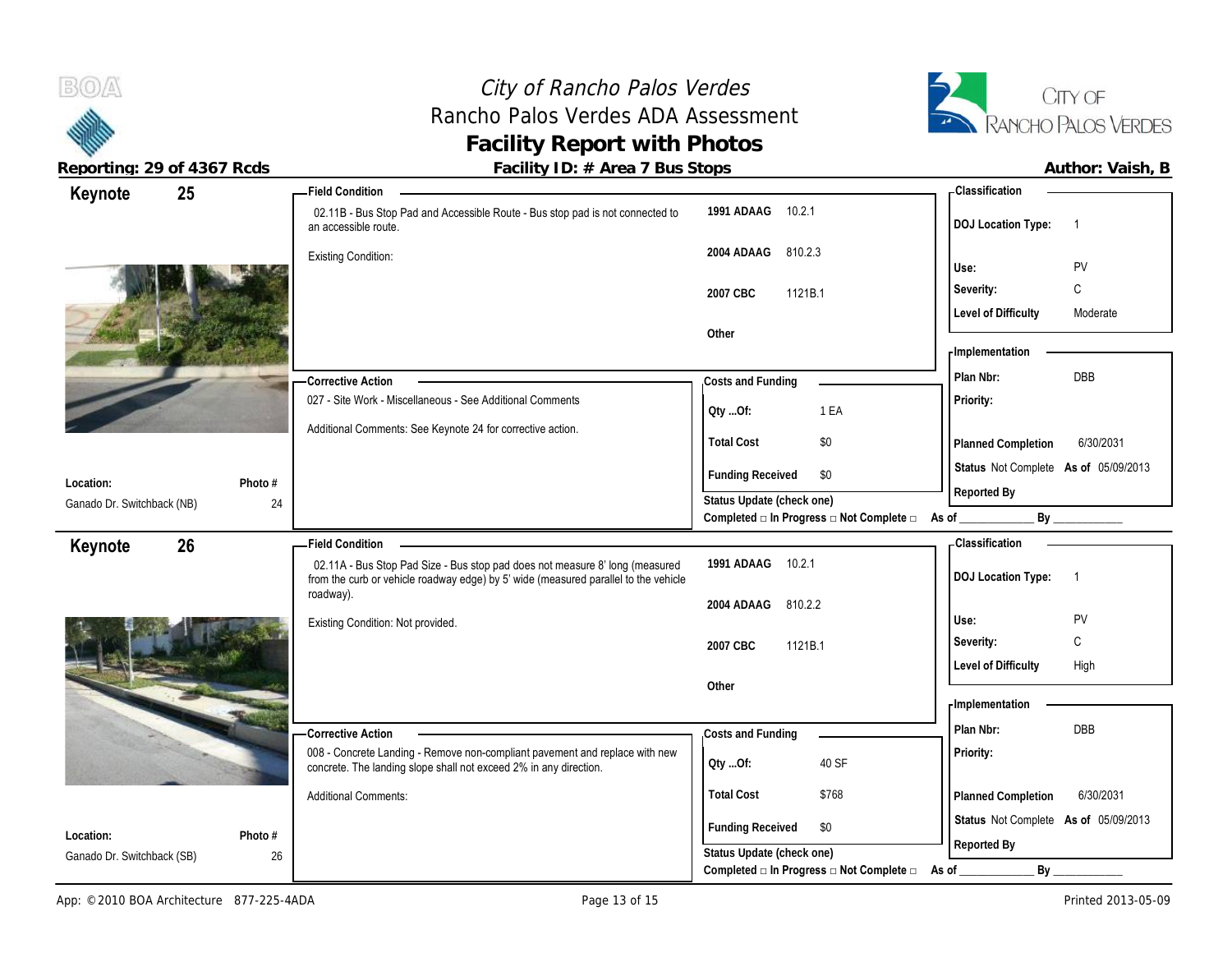# City of Rancho Palos Verdes
## Rancho Palos Verdes ADA Assessment
## Facility Report with Photos

**Reporting: 29 of 4367 Rcds** | **Facility ID: # Area 7 Bus Stops** | **Author: Vaish, B**

---

### Keynote 25

**Field Condition**

02.11B - Bus Stop Pad and Accessible Route - Bus stop pad is not connected to an accessible route.

Existing Condition:

| Code | Section |
|---|---|
| 1991 ADAAG | 10.2.1 |
| 2004 ADAAG | 810.2.3 |
| 2007 CBC | 1121B.1 |
| Other | |

**Classification**

| | |
|---|---|
| DOJ Location Type: | 1 |
| Use: | PV |
| Severity: | C |
| Level of Difficulty | Moderate |

**Corrective Action**

027 - Site Work - Miscellaneous - See Additional Comments

Additional Comments: See Keynote 24 for corrective action.

**Costs and Funding**

| | |
|---|---|
| Qty ...Of: | 1 EA |
| Total Cost | $0 |
| Funding Received | $0 |

Status Update (check one)
Completed □ In Progress □ Not Complete □ As of ____________ By ____________

**Implementation**

| | |
|---|---|
| Plan Nbr: | DBB |
| Priority: | |
| Planned Completion | 6/30/2031 |
| Status | Not Complete As of 05/09/2013 |
| Reported By | |

**Location:** Ganado Dr. Switchback (NB)
**Photo #** 24

---

### Keynote 26

**Field Condition**

02.11A - Bus Stop Pad Size - Bus stop pad does not measure 8' long (measured from the curb or vehicle roadway edge) by 5' wide (measured parallel to the vehicle roadway).

Existing Condition: Not provided.

| Code | Section |
|---|---|
| 1991 ADAAG | 10.2.1 |
| 2004 ADAAG | 810.2.2 |
| 2007 CBC | 1121B.1 |
| Other | |

**Classification**

| | |
|---|---|
| DOJ Location Type: | 1 |
| Use: | PV |
| Severity: | C |
| Level of Difficulty | High |

**Corrective Action**

008 - Concrete Landing - Remove non-compliant pavement and replace with new concrete. The landing slope shall not exceed 2% in any direction.

Additional Comments:

**Costs and Funding**

| | |
|---|---|
| Qty ...Of: | 40 SF |
| Total Cost | $768 |
| Funding Received | $0 |

Status Update (check one)
Completed □ In Progress □ Not Complete □ As of ____________ By ____________

**Implementation**

| | |
|---|---|
| Plan Nbr: | DBB |
| Priority: | |
| Planned Completion | 6/30/2031 |
| Status | Not Complete As of 05/09/2013 |
| Reported By | |

**Location:** Ganado Dr. Switchback (SB)
**Photo #** 26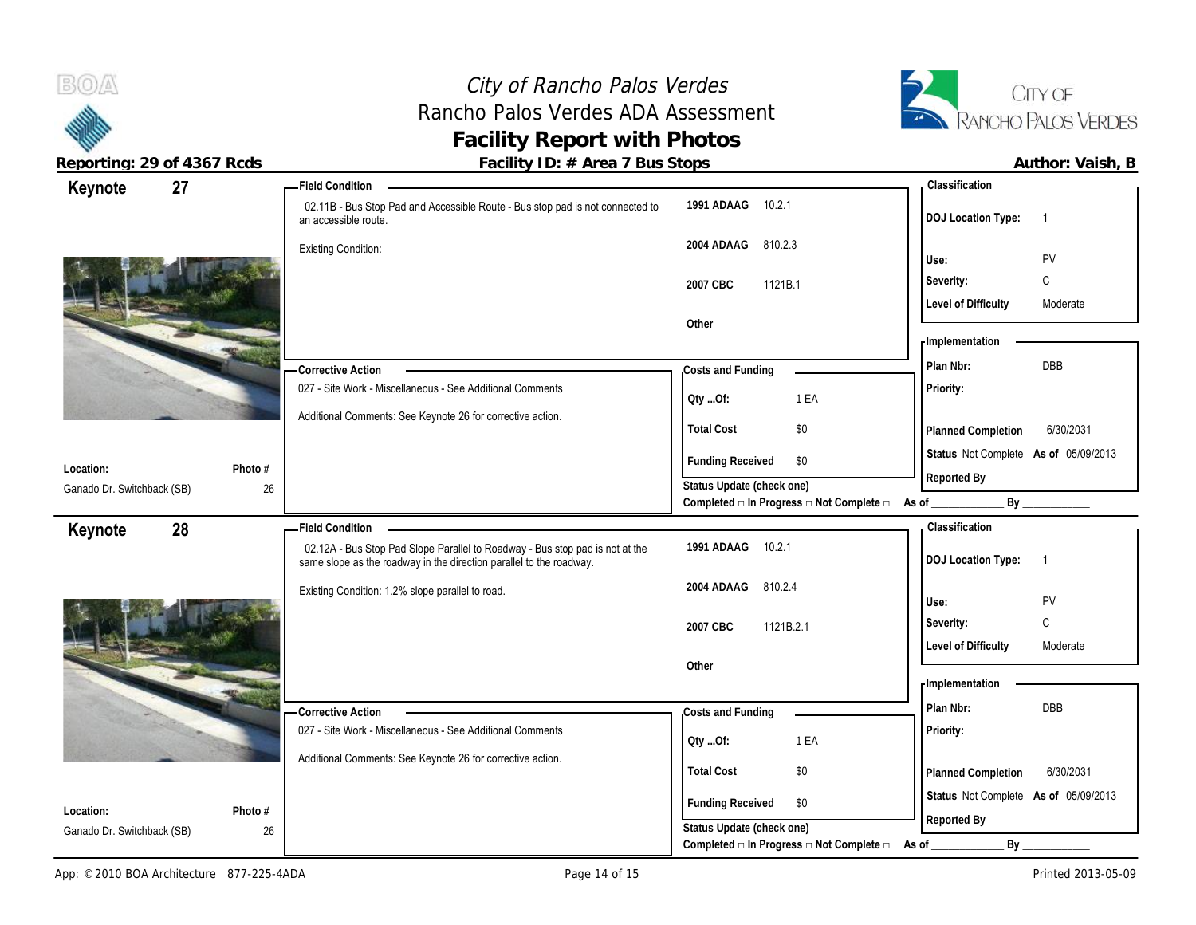# City of Rancho Palos Verdes
## Rancho Palos Verdes ADA Assessment
## Facility Report with Photos

**Reporting: 29 of 4367 Rcds** — **Facility ID: # Area 7 Bus Stops** — **Author: Vaish, B**

---

### Keynote 27

**Location:** Ganado Dr. Switchback (SB)
**Photo #:** 26

**Field Condition**

02.11B - Bus Stop Pad and Accessible Route - Bus stop pad is not connected to an accessible route.

Existing Condition:

| Code | Section |
|---|---|
| 1991 ADAAG | 10.2.1 |
| 2004 ADAAG | 810.2.3 |
| 2007 CBC | 1121B.1 |
| Other | |

**Classification**

- DOJ Location Type: 1
- Use: PV
- Severity: C
- Level of Difficulty: Moderate

**Corrective Action**

027 - Site Work - Miscellaneous - See Additional Comments

Additional Comments: See Keynote 26 for corrective action.

**Costs and Funding**

- Qty ...Of: 1 EA
- Total Cost: $0
- Funding Received: $0

Status Update (check one)
Completed □ In Progress □ Not Complete □ As of ____________ By ____________

**Implementation**

- Plan Nbr: DBB
- Priority:
- Planned Completion: 6/30/2031
- Status: Not Complete As of 05/09/2013
- Reported By

---

### Keynote 28

**Location:** Ganado Dr. Switchback (SB)
**Photo #:** 26

**Field Condition**

02.12A - Bus Stop Pad Slope Parallel to Roadway - Bus stop pad is not at the same slope as the roadway in the direction parallel to the roadway.

Existing Condition: 1.2% slope parallel to road.

| Code | Section |
|---|---|
| 1991 ADAAG | 10.2.1 |
| 2004 ADAAG | 810.2.4 |
| 2007 CBC | 1121B.2.1 |
| Other | |

**Classification**

- DOJ Location Type: 1
- Use: PV
- Severity: C
- Level of Difficulty: Moderate

**Corrective Action**

027 - Site Work - Miscellaneous - See Additional Comments

Additional Comments: See Keynote 26 for corrective action.

**Costs and Funding**

- Qty ...Of: 1 EA
- Total Cost: $0
- Funding Received: $0

Status Update (check one)
Completed □ In Progress □ Not Complete □ As of ____________ By ____________

**Implementation**

- Plan Nbr: DBB
- Priority:
- Planned Completion: 6/30/2031
- Status: Not Complete As of 05/09/2013
- Reported By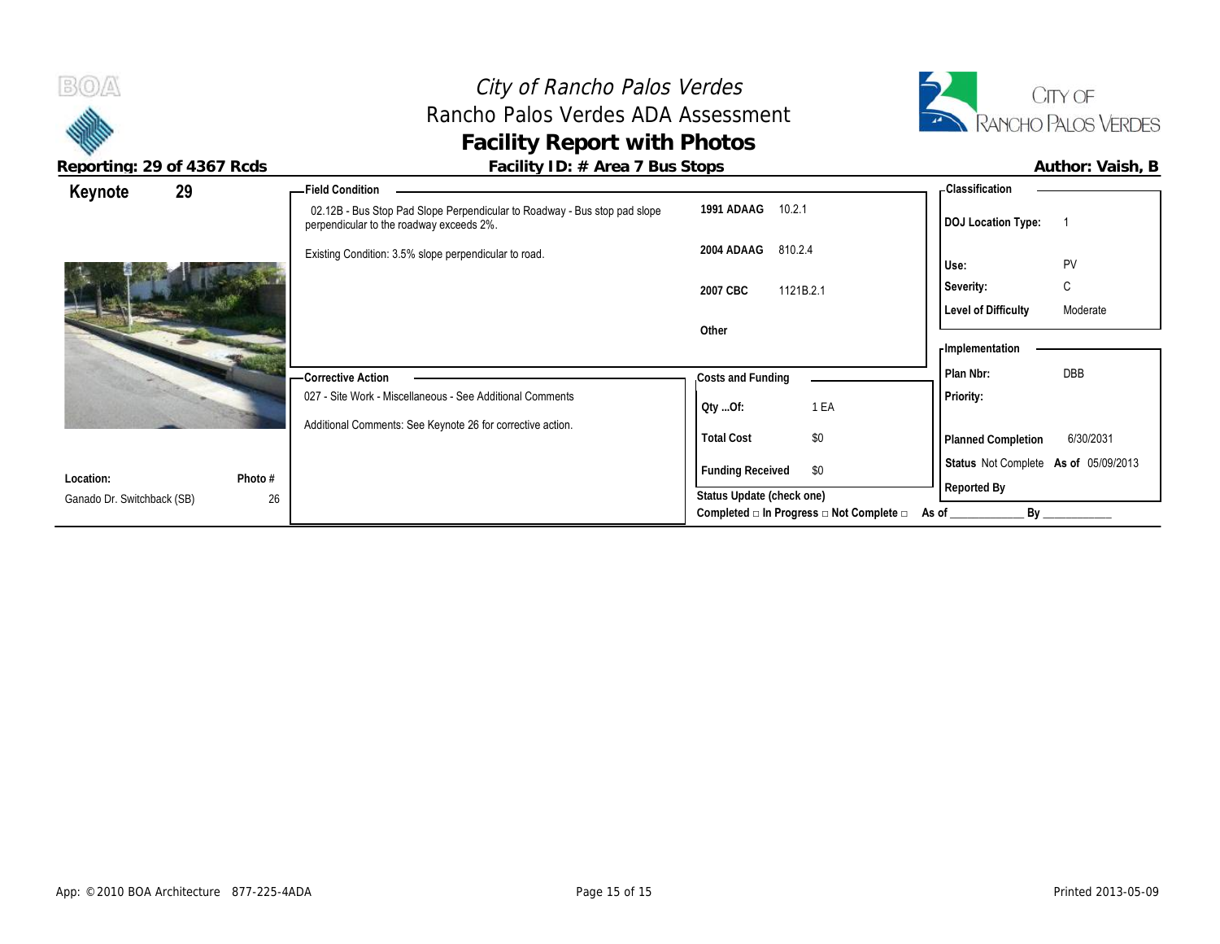# City of Rancho Palos Verdes

## Rancho Palos Verdes ADA Assessment

## Facility Report with Photos

**Reporting: 29 of 4367 Rcds** — **Facility ID: # Area 7 Bus Stops** — **Author: Vaish, B**

**Keynote 29**

**Location:** Ganado Dr. Switchback (SB)

**Photo #** 26

**Field Condition**

02.12B - Bus Stop Pad Slope Perpendicular to Roadway - Bus stop pad slope perpendicular to the roadway exceeds 2%.

Existing Condition: 3.5% slope perpendicular to road.

| | |
|---|---|
| 1991 ADAAG | 10.2.1 |
| 2004 ADAAG | 810.2.4 |
| 2007 CBC | 1121B.2.1 |
| Other | |

**Classification**

| | |
|---|---|
| DOJ Location Type: | 1 |
| Use: | PV |
| Severity: | C |
| Level of Difficulty | Moderate |

**Corrective Action**

027 - Site Work - Miscellaneous - See Additional Comments

Additional Comments: See Keynote 26 for corrective action.

**Costs and Funding**

| | |
|---|---|
| Qty ...Of: | 1 EA |
| Total Cost | $0 |
| Funding Received | $0 |

**Implementation**

| | |
|---|---|
| Plan Nbr: | DBB |
| Priority: | |
| Planned Completion | 6/30/2031 |
| Status | Not Complete As of 05/09/2013 |
| Reported By | |

**Status Update (check one)**

Completed □ In Progress □ Not Complete □ As of ____________ By ____________